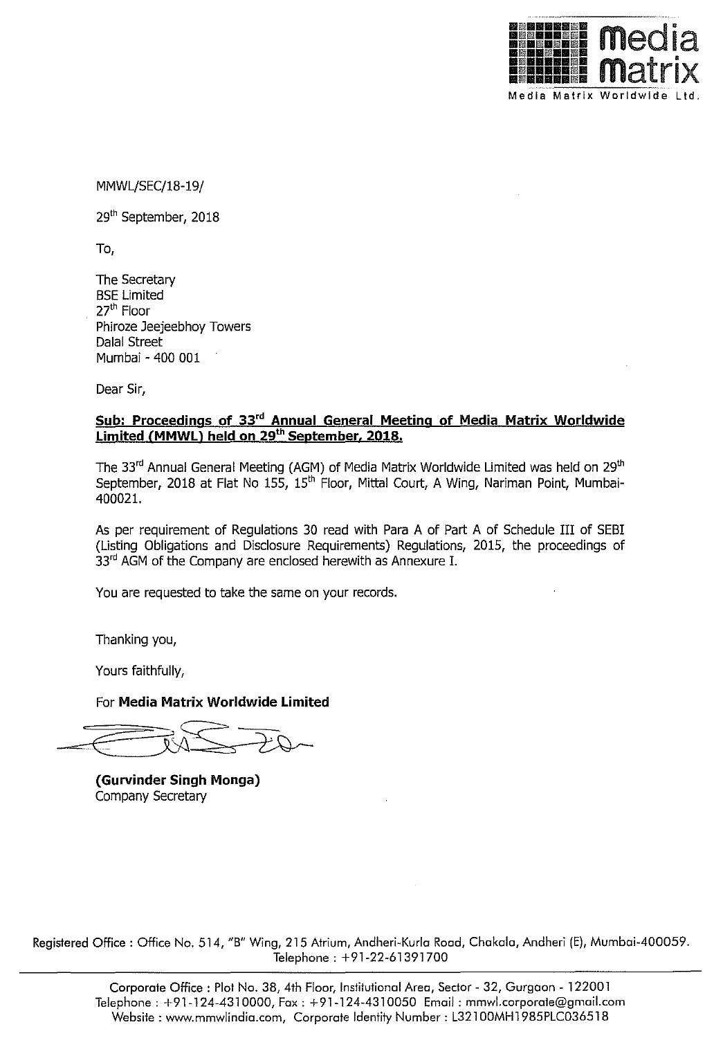MMWL/SEC/18-19/

29th September, 2018

To,

The Secretary
BSE Limited
27th Floor
Phiroze Jeejeebhoy Towers
Dalal Street
Mumbai - 400 001

Dear Sir,

**Sub: Proceedings of 33rd Annual General Meeting of Media Matrix Worldwide Limited (MMWL) held on 29th September, 2018.**

The 33rd Annual General Meeting (AGM) of Media Matrix Worldwide Limited was held on 29th September, 2018 at Flat No 155, 15th Floor, Mittal Court, A Wing, Nariman Point, Mumbai-400021.

As per requirement of Regulations 30 read with Para A of Part A of Schedule III of SEBI (Listing Obligations and Disclosure Requirements) Regulations, 2015, the proceedings of 33rd AGM of the Company are enclosed herewith as Annexure I.

You are requested to take the same on your records.

Thanking you,

Yours faithfully,

For **Media Matrix Worldwide Limited**

**(Gurvinder Singh Monga)**
Company Secretary

Registered Office : Office No. 514, "B" Wing, 215 Atrium, Andheri-Kurla Road, Chakala, Andheri (E), Mumbai-400059. Telephone : +91-22-61391700

Corporate Office : Plot No. 38, 4th Floor, Institutional Area, Sector - 32, Gurgaon - 122001
Telephone : +91-124-4310000, Fax : +91-124-4310050 Email : mmwl.corporate@gmail.com
Website : www.mmwlindia.com, Corporate Identity Number : L32100MH1985PLC036518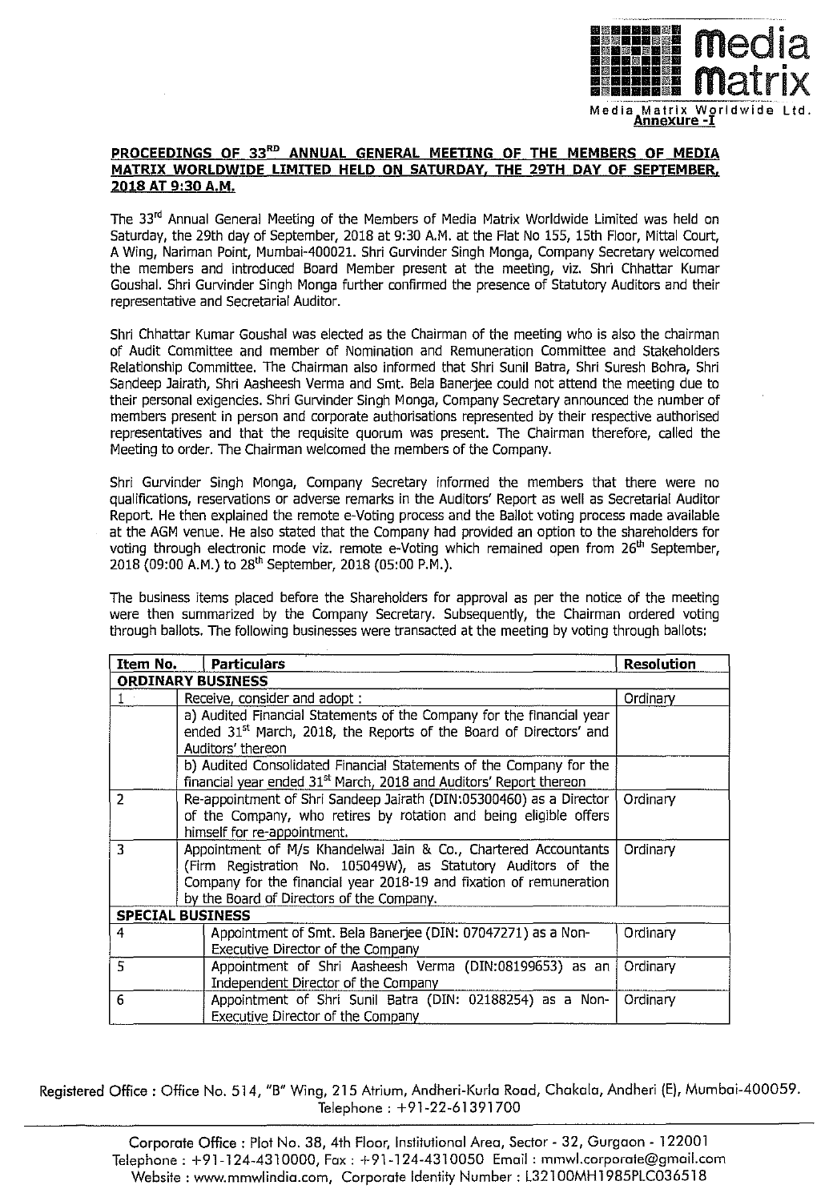media matrix

Media Matrix Worldwide Ltd.

**Annexure -I**

## PROCEEDINGS OF 33RD ANNUAL GENERAL MEETING OF THE MEMBERS OF MEDIA MATRIX WORLDWIDE LIMITED HELD ON SATURDAY, THE 29TH DAY OF SEPTEMBER, 2018 AT 9:30 A.M.

The 33rd Annual General Meeting of the Members of Media Matrix Worldwide Limited was held on Saturday, the 29th day of September, 2018 at 9:30 A.M. at the Flat No 155, 15th Floor, Mittal Court, A Wing, Nariman Point, Mumbai-400021. Shri Gurvinder Singh Monga, Company Secretary welcomed the members and introduced Board Member present at the meeting, viz. Shri Chhattar Kumar Goushal. Shri Gurvinder Singh Monga further confirmed the presence of Statutory Auditors and their representative and Secretarial Auditor.

Shri Chhattar Kumar Goushal was elected as the Chairman of the meeting who is also the chairman of Audit Committee and member of Nomination and Remuneration Committee and Stakeholders Relationship Committee. The Chairman also informed that Shri Sunil Batra, Shri Suresh Bohra, Shri Sandeep Jairath, Shri Aasheesh Verma and Smt. Bela Banerjee could not attend the meeting due to their personal exigencies. Shri Gurvinder Singh Monga, Company Secretary announced the number of members present in person and corporate authorisations represented by their respective authorised representatives and that the requisite quorum was present. The Chairman therefore, called the Meeting to order. The Chairman welcomed the members of the Company.

Shri Gurvinder Singh Monga, Company Secretary informed the members that there were no qualifications, reservations or adverse remarks in the Auditors' Report as well as Secretarial Auditor Report. He then explained the remote e-Voting process and the Ballot voting process made available at the AGM venue. He also stated that the Company had provided an option to the shareholders for voting through electronic mode viz. remote e-Voting which remained open from 26th September, 2018 (09:00 A.M.) to 28th September, 2018 (05:00 P.M.).

The business items placed before the Shareholders for approval as per the notice of the meeting were then summarized by the Company Secretary. Subsequently, the Chairman ordered voting through ballots. The following businesses were transacted at the meeting by voting through ballots:

| Item No. | Particulars | Resolution |
|---|---|---|
| **ORDINARY BUSINESS** | | |
| 1 | Receive, consider and adopt : | Ordinary |
| | a) Audited Financial Statements of the Company for the financial year ended 31st March, 2018, the Reports of the Board of Directors' and Auditors' thereon | |
| | b) Audited Consolidated Financial Statements of the Company for the financial year ended 31st March, 2018 and Auditors' Report thereon | |
| 2 | Re-appointment of Shri Sandeep Jairath (DIN:05300460) as a Director of the Company, who retires by rotation and being eligible offers himself for re-appointment. | Ordinary |
| 3 | Appointment of M/s Khandelwal Jain & Co., Chartered Accountants (Firm Registration No. 105049W), as Statutory Auditors of the Company for the financial year 2018-19 and fixation of remuneration by the Board of Directors of the Company. | Ordinary |
| **SPECIAL BUSINESS** | | |
| 4 | Appointment of Smt. Bela Banerjee (DIN: 07047271) as a Non-Executive Director of the Company | Ordinary |
| 5 | Appointment of Shri Aasheesh Verma (DIN:08199653) as an Independent Director of the Company | Ordinary |
| 6 | Appointment of Shri Sunil Batra (DIN: 02188254) as a Non-Executive Director of the Company | Ordinary |

Registered Office : Office No. 514, "B" Wing, 215 Atrium, Andheri-Kurla Road, Chakala, Andheri (E), Mumbai-400059. Telephone : +91-22-61391700

Corporate Office : Plot No. 38, 4th Floor, Institutional Area, Sector - 32, Gurgaon - 122001 Telephone : +91-124-4310000, Fax : +91-124-4310050 Email : mmwl.corporate@gmail.com Website : www.mmwlindia.com, Corporate Identity Number : L32100MH1985PLC036518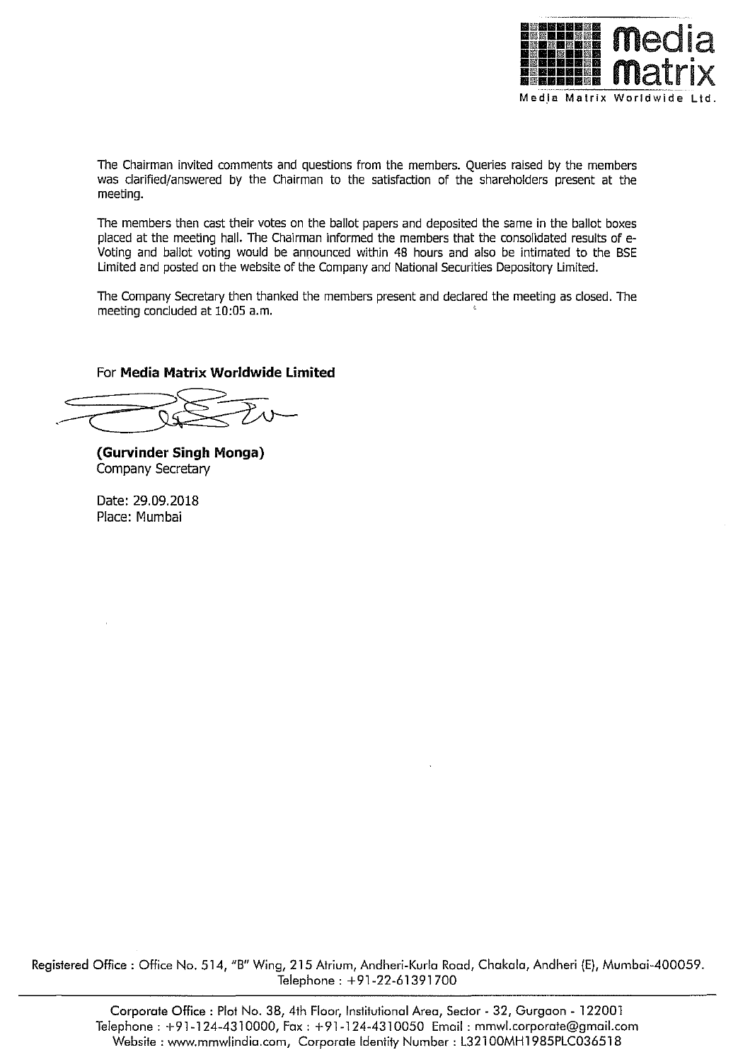The Chairman invited comments and questions from the members. Queries raised by the members was clarified/answered by the Chairman to the satisfaction of the shareholders present at the meeting.

The members then cast their votes on the ballot papers and deposited the same in the ballot boxes placed at the meeting hall. The Chairman informed the members that the consolidated results of e-Voting and ballot voting would be announced within 48 hours and also be intimated to the BSE Limited and posted on the website of the Company and National Securities Depository Limited.

The Company Secretary then thanked the members present and declared the meeting as closed. The meeting concluded at 10:05 a.m.

For **Media Matrix Worldwide Limited**

**(Gurvinder Singh Monga)**
Company Secretary

Date: 29.09.2018
Place: Mumbai

Registered Office : Office No. 514, "B" Wing, 215 Atrium, Andheri-Kurla Road, Chakala, Andheri (E), Mumbai-400059.
Telephone : +91-22-61391700

Corporate Office : Plot No. 38, 4th Floor, Institutional Area, Sector - 32, Gurgaon - 122001
Telephone : +91-124-4310000, Fax : +91-124-4310050 Email : mmwl.corporate@gmail.com
Website : www.mmwlindia.com, Corporate Identity Number : L32100MH1985PLC036518